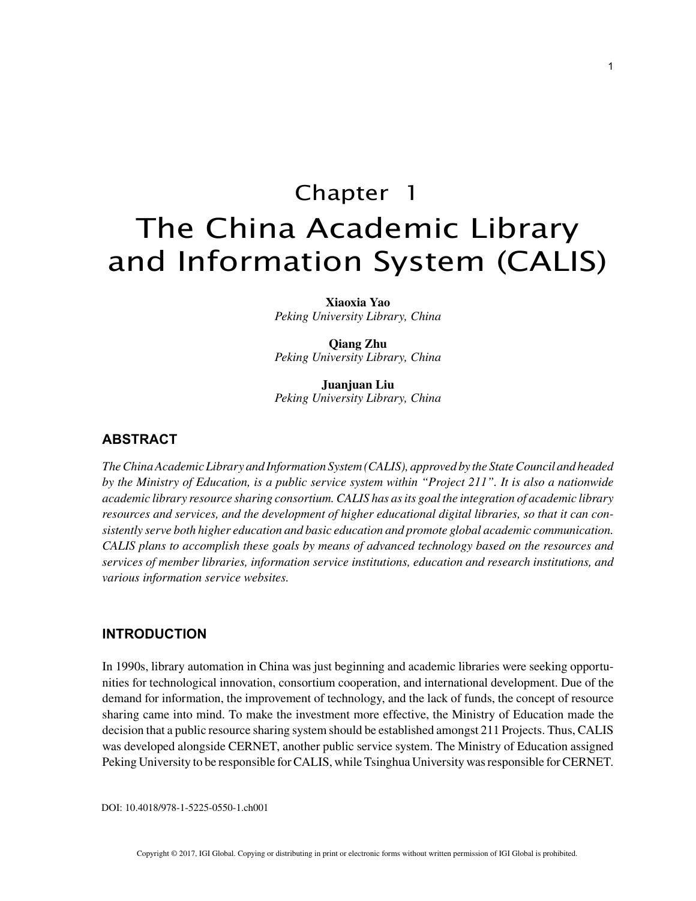# Chapter 1

# The China Academic Library and Information System (CALIS)

**Xiaoxia Yao**
*Peking University Library, China*

**Qiang Zhu**
*Peking University Library, China*

**Juanjuan Liu**
*Peking University Library, China*

## ABSTRACT

*The China Academic Library and Information System (CALIS), approved by the State Council and headed by the Ministry of Education, is a public service system within "Project 211". It is also a nationwide academic library resource sharing consortium. CALIS has as its goal the integration of academic library resources and services, and the development of higher educational digital libraries, so that it can consistently serve both higher education and basic education and promote global academic communication. CALIS plans to accomplish these goals by means of advanced technology based on the resources and services of member libraries, information service institutions, education and research institutions, and various information service websites.*

## INTRODUCTION

In 1990s, library automation in China was just beginning and academic libraries were seeking opportunities for technological innovation, consortium cooperation, and international development. Due of the demand for information, the improvement of technology, and the lack of funds, the concept of resource sharing came into mind. To make the investment more effective, the Ministry of Education made the decision that a public resource sharing system should be established amongst 211 Projects. Thus, CALIS was developed alongside CERNET, another public service system. The Ministry of Education assigned Peking University to be responsible for CALIS, while Tsinghua University was responsible for CERNET.

DOI: 10.4018/978-1-5225-0550-1.ch001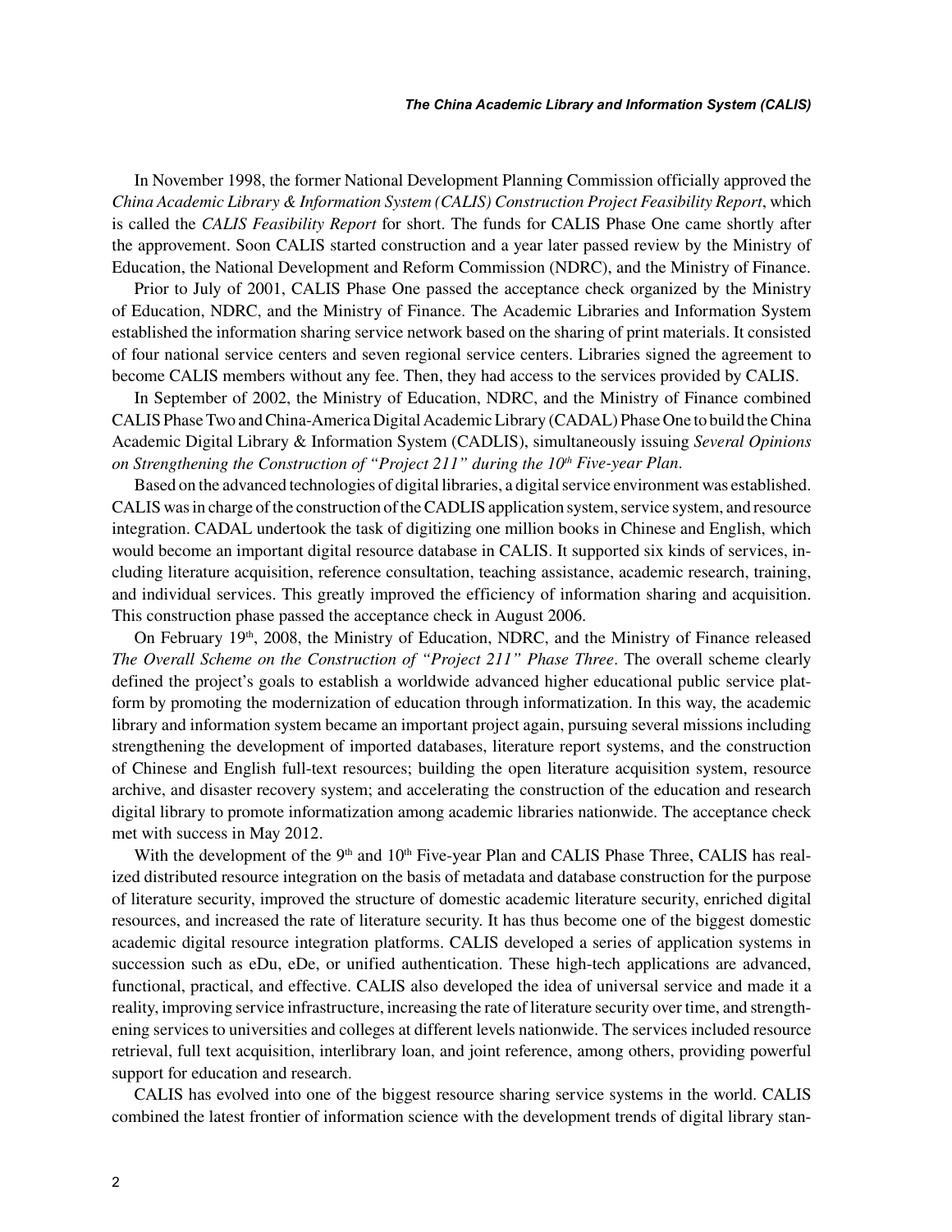In November 1998, the former National Development Planning Commission officially approved the *China Academic Library & Information System (CALIS) Construction Project Feasibility Report*, which is called the *CALIS Feasibility Report* for short. The funds for CALIS Phase One came shortly after the approvement. Soon CALIS started construction and a year later passed review by the Ministry of Education, the National Development and Reform Commission (NDRC), and the Ministry of Finance.

Prior to July of 2001, CALIS Phase One passed the acceptance check organized by the Ministry of Education, NDRC, and the Ministry of Finance. The Academic Libraries and Information System established the information sharing service network based on the sharing of print materials. It consisted of four national service centers and seven regional service centers. Libraries signed the agreement to become CALIS members without any fee. Then, they had access to the services provided by CALIS.

In September of 2002, the Ministry of Education, NDRC, and the Ministry of Finance combined CALIS Phase Two and China-America Digital Academic Library (CADAL) Phase One to build the China Academic Digital Library & Information System (CADLIS), simultaneously issuing *Several Opinions on Strengthening the Construction of "Project 211" during the 10th Five-year Plan*.

Based on the advanced technologies of digital libraries, a digital service environment was established. CALIS was in charge of the construction of the CADLIS application system, service system, and resource integration. CADAL undertook the task of digitizing one million books in Chinese and English, which would become an important digital resource database in CALIS. It supported six kinds of services, including literature acquisition, reference consultation, teaching assistance, academic research, training, and individual services. This greatly improved the efficiency of information sharing and acquisition. This construction phase passed the acceptance check in August 2006.

On February 19th, 2008, the Ministry of Education, NDRC, and the Ministry of Finance released *The Overall Scheme on the Construction of "Project 211" Phase Three*. The overall scheme clearly defined the project's goals to establish a worldwide advanced higher educational public service platform by promoting the modernization of education through informatization. In this way, the academic library and information system became an important project again, pursuing several missions including strengthening the development of imported databases, literature report systems, and the construction of Chinese and English full-text resources; building the open literature acquisition system, resource archive, and disaster recovery system; and accelerating the construction of the education and research digital library to promote informatization among academic libraries nationwide. The acceptance check met with success in May 2012.

With the development of the 9th and 10th Five-year Plan and CALIS Phase Three, CALIS has realized distributed resource integration on the basis of metadata and database construction for the purpose of literature security, improved the structure of domestic academic literature security, enriched digital resources, and increased the rate of literature security. It has thus become one of the biggest domestic academic digital resource integration platforms. CALIS developed a series of application systems in succession such as eDu, eDe, or unified authentication. These high-tech applications are advanced, functional, practical, and effective. CALIS also developed the idea of universal service and made it a reality, improving service infrastructure, increasing the rate of literature security over time, and strengthening services to universities and colleges at different levels nationwide. The services included resource retrieval, full text acquisition, interlibrary loan, and joint reference, among others, providing powerful support for education and research.

CALIS has evolved into one of the biggest resource sharing service systems in the world. CALIS combined the latest frontier of information science with the development trends of digital library stan-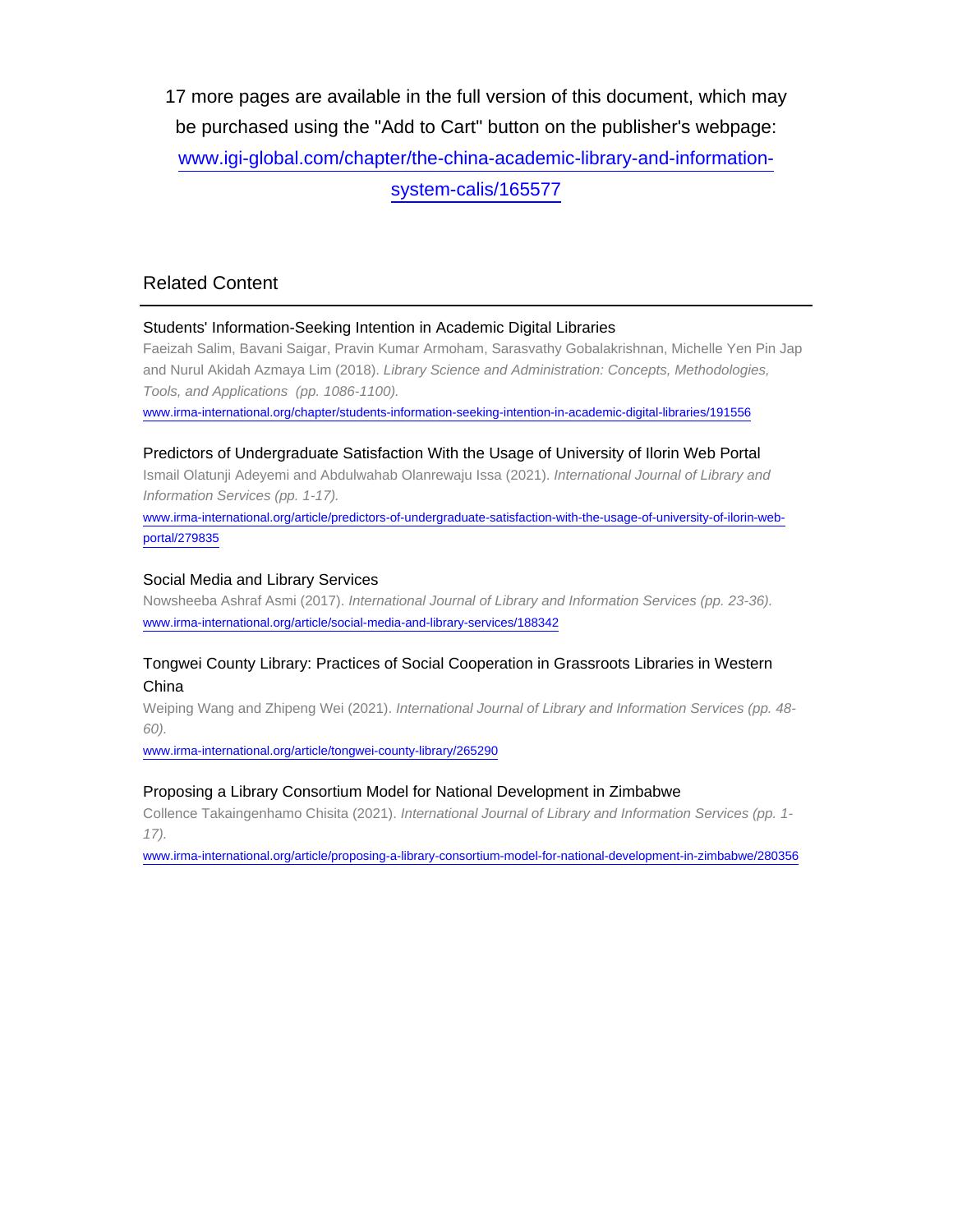17 more pages are available in the full version of this document, which may be purchased using the "Add to Cart" button on the publisher's webpage: [www.igi-global.com/chapter/the-china-academic-library-and-information-system-calis/165577](www.igi-global.com/chapter/the-china-academic-library-and-information-system-calis/165577)

## Related Content

**Students' Information-Seeking Intention in Academic Digital Libraries**
Faeizah Salim, Bavani Saigar, Pravin Kumar Armoham, Sarasvathy Gobalakrishnan, Michelle Yen Pin Jap and Nurul Akidah Azmaya Lim (2018). *Library Science and Administration: Concepts, Methodologies, Tools, and Applications (pp. 1086-1100).*
[www.irma-international.org/chapter/students-information-seeking-intention-in-academic-digital-libraries/191556](www.irma-international.org/chapter/students-information-seeking-intention-in-academic-digital-libraries/191556)

**Predictors of Undergraduate Satisfaction With the Usage of University of Ilorin Web Portal**
Ismail Olatunji Adeyemi and Abdulwahab Olanrewaju Issa (2021). *International Journal of Library and Information Services (pp. 1-17).*
[www.irma-international.org/article/predictors-of-undergraduate-satisfaction-with-the-usage-of-university-of-ilorin-web-portal/279835](www.irma-international.org/article/predictors-of-undergraduate-satisfaction-with-the-usage-of-university-of-ilorin-web-portal/279835)

**Social Media and Library Services**
Nowsheeba Ashraf Asmi (2017). *International Journal of Library and Information Services (pp. 23-36).*
[www.irma-international.org/article/social-media-and-library-services/188342](www.irma-international.org/article/social-media-and-library-services/188342)

**Tongwei County Library: Practices of Social Cooperation in Grassroots Libraries in Western China**
Weiping Wang and Zhipeng Wei (2021). *International Journal of Library and Information Services (pp. 48-60).*
[www.irma-international.org/article/tongwei-county-library/265290](www.irma-international.org/article/tongwei-county-library/265290)

**Proposing a Library Consortium Model for National Development in Zimbabwe**
Collence Takaingenhamo Chisita (2021). *International Journal of Library and Information Services (pp. 1-17).*
[www.irma-international.org/article/proposing-a-library-consortium-model-for-national-development-in-zimbabwe/280356](www.irma-international.org/article/proposing-a-library-consortium-model-for-national-development-in-zimbabwe/280356)